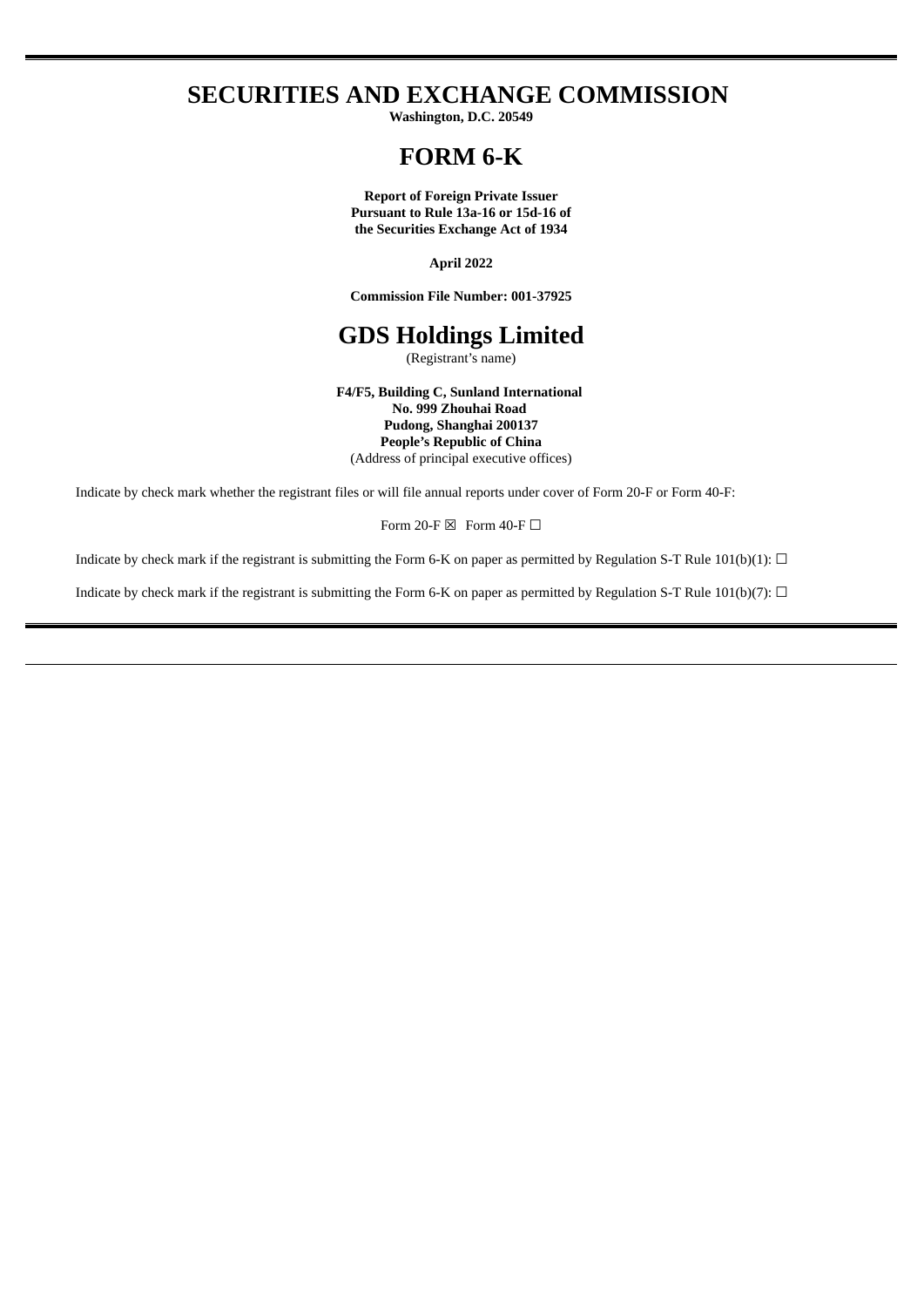# SECURITIES AND EXCHANGE COMMISSION

**Washington, D.C. 20549**

# FORM 6-K

**Report of Foreign Private Issuer**
**Pursuant to Rule 13a-16 or 15d-16 of**
**the Securities Exchange Act of 1934**

**April 2022**

**Commission File Number: 001-37925**

# GDS Holdings Limited

(Registrant's name)

**F4/F5, Building C, Sunland International**
**No. 999 Zhouhai Road**
**Pudong, Shanghai 200137**
**People's Republic of China**
(Address of principal executive offices)

Indicate by check mark whether the registrant files or will file annual reports under cover of Form 20-F or Form 40-F:

Form 20-F ☒ Form 40-F ☐

Indicate by check mark if the registrant is submitting the Form 6-K on paper as permitted by Regulation S-T Rule 101(b)(1): ☐

Indicate by check mark if the registrant is submitting the Form 6-K on paper as permitted by Regulation S-T Rule 101(b)(7): ☐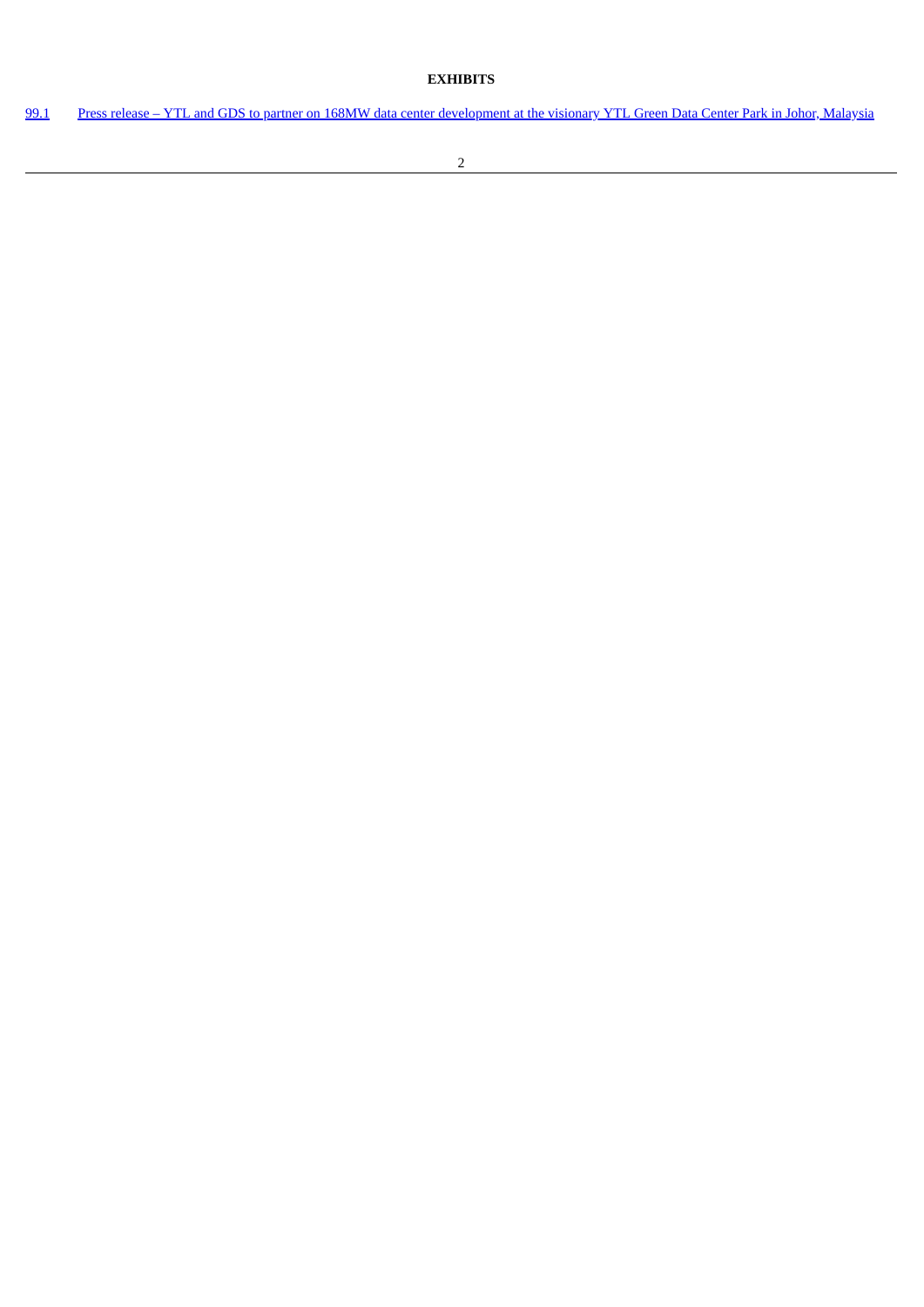**EXHIBITS**

| | |
|---|---|
| 99.1 | Press release – YTL and GDS to partner on 168MW data center development at the visionary YTL Green Data Center Park in Johor, Malaysia |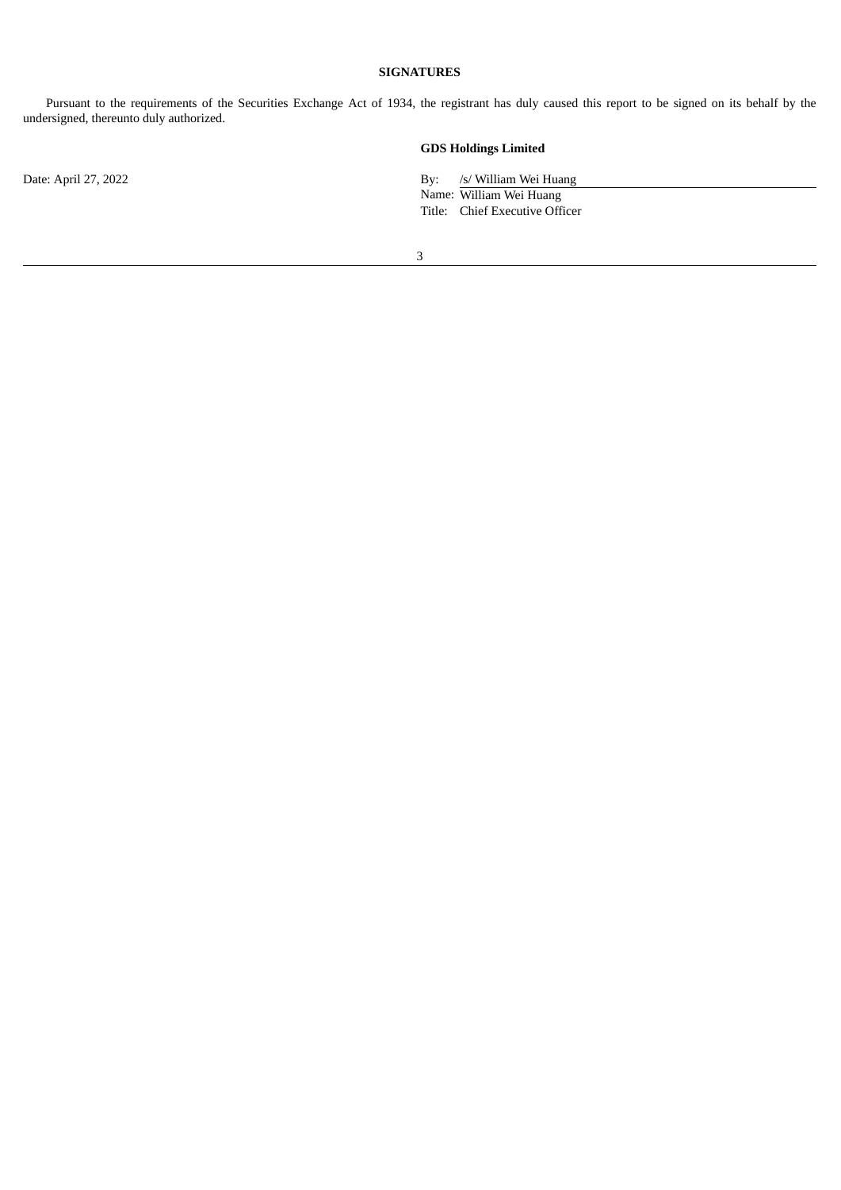**SIGNATURES**

Pursuant to the requirements of the Securities Exchange Act of 1934, the registrant has duly caused this report to be signed on its behalf by the undersigned, thereunto duly authorized.

**GDS Holdings Limited**

Date: April 27, 2022

By: /s/ William Wei Huang
Name: William Wei Huang
Title: Chief Executive Officer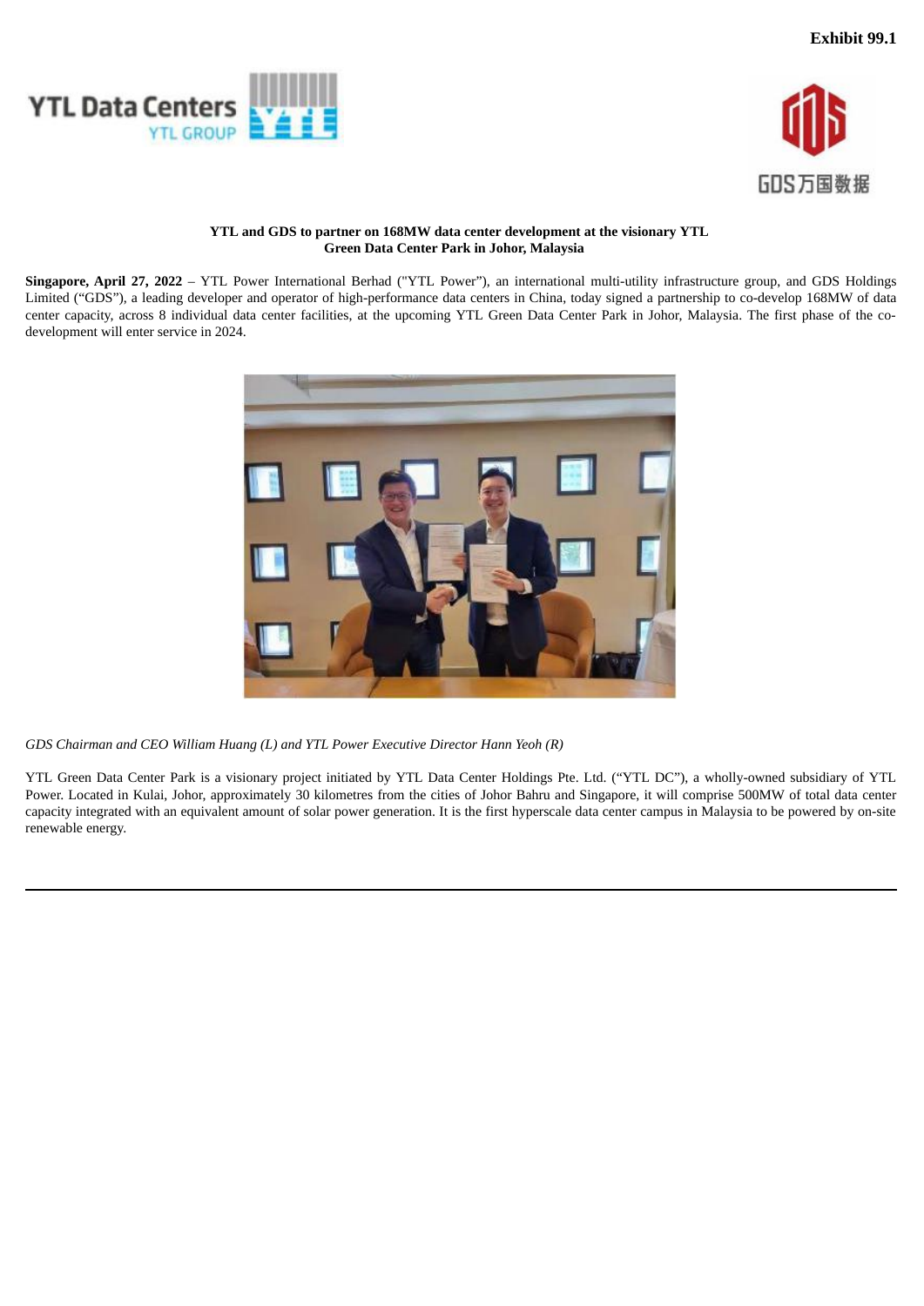**Exhibit 99.1**

**YTL and GDS to partner on 168MW data center development at the visionary YTL Green Data Center Park in Johor, Malaysia**

**Singapore, April 27, 2022** – YTL Power International Berhad ("YTL Power"), an international multi-utility infrastructure group, and GDS Holdings Limited ("GDS"), a leading developer and operator of high-performance data centers in China, today signed a partnership to co-develop 168MW of data center capacity, across 8 individual data center facilities, at the upcoming YTL Green Data Center Park in Johor, Malaysia. The first phase of the co-development will enter service in 2024.

*GDS Chairman and CEO William Huang (L) and YTL Power Executive Director Hann Yeoh (R)*

YTL Green Data Center Park is a visionary project initiated by YTL Data Center Holdings Pte. Ltd. ("YTL DC"), a wholly-owned subsidiary of YTL Power. Located in Kulai, Johor, approximately 30 kilometres from the cities of Johor Bahru and Singapore, it will comprise 500MW of total data center capacity integrated with an equivalent amount of solar power generation. It is the first hyperscale data center campus in Malaysia to be powered by on-site renewable energy.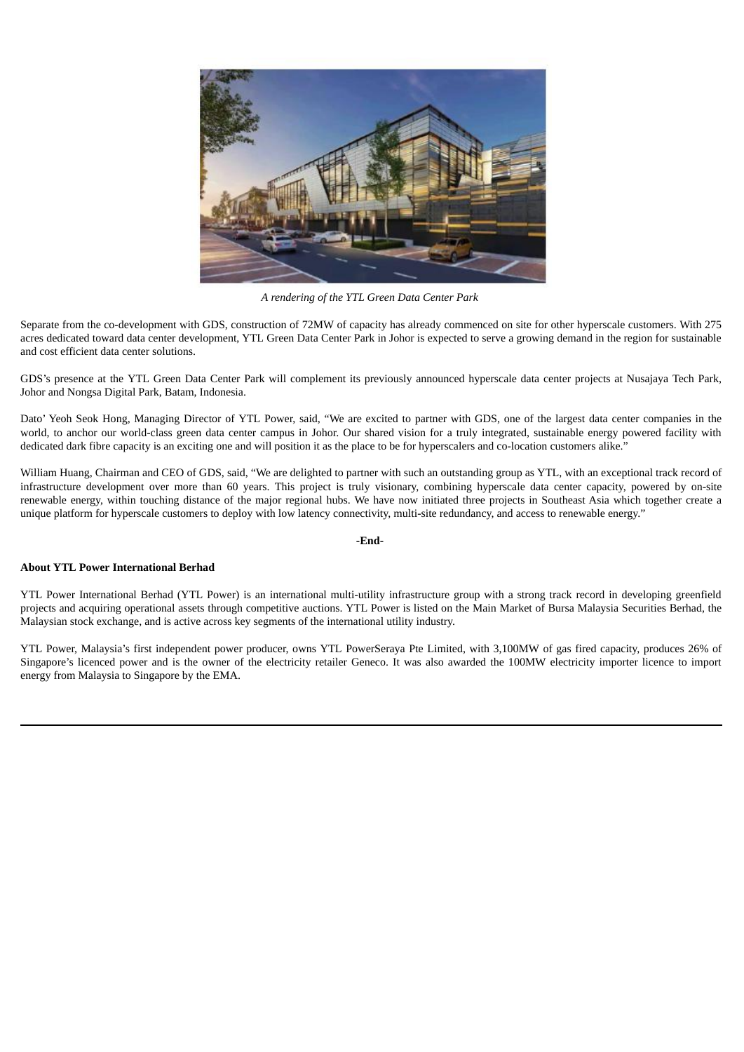*A rendering of the YTL Green Data Center Park*

Separate from the co-development with GDS, construction of 72MW of capacity has already commenced on site for other hyperscale customers. With 275 acres dedicated toward data center development, YTL Green Data Center Park in Johor is expected to serve a growing demand in the region for sustainable and cost efficient data center solutions.

GDS's presence at the YTL Green Data Center Park will complement its previously announced hyperscale data center projects at Nusajaya Tech Park, Johor and Nongsa Digital Park, Batam, Indonesia.

Dato' Yeoh Seok Hong, Managing Director of YTL Power, said, "We are excited to partner with GDS, one of the largest data center companies in the world, to anchor our world-class green data center campus in Johor. Our shared vision for a truly integrated, sustainable energy powered facility with dedicated dark fibre capacity is an exciting one and will position it as the place to be for hyperscalers and co-location customers alike."

William Huang, Chairman and CEO of GDS, said, "We are delighted to partner with such an outstanding group as YTL, with an exceptional track record of infrastructure development over more than 60 years. This project is truly visionary, combining hyperscale data center capacity, powered by on-site renewable energy, within touching distance of the major regional hubs. We have now initiated three projects in Southeast Asia which together create a unique platform for hyperscale customers to deploy with low latency connectivity, multi-site redundancy, and access to renewable energy."

**-End-**

**About YTL Power International Berhad**

YTL Power International Berhad (YTL Power) is an international multi-utility infrastructure group with a strong track record in developing greenfield projects and acquiring operational assets through competitive auctions. YTL Power is listed on the Main Market of Bursa Malaysia Securities Berhad, the Malaysian stock exchange, and is active across key segments of the international utility industry.

YTL Power, Malaysia's first independent power producer, owns YTL PowerSeraya Pte Limited, with 3,100MW of gas fired capacity, produces 26% of Singapore's licenced power and is the owner of the electricity retailer Geneco. It was also awarded the 100MW electricity importer licence to import energy from Malaysia to Singapore by the EMA.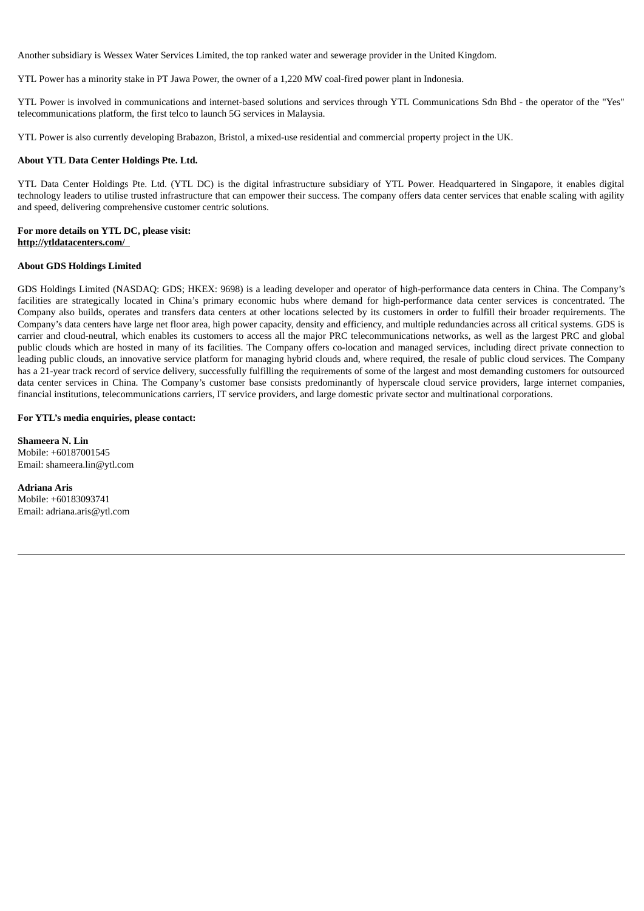Another subsidiary is Wessex Water Services Limited, the top ranked water and sewerage provider in the United Kingdom.

YTL Power has a minority stake in PT Jawa Power, the owner of a 1,220 MW coal-fired power plant in Indonesia.

YTL Power is involved in communications and internet-based solutions and services through YTL Communications Sdn Bhd - the operator of the "Yes" telecommunications platform, the first telco to launch 5G services in Malaysia.

YTL Power is also currently developing Brabazon, Bristol, a mixed-use residential and commercial property project in the UK.

**About YTL Data Center Holdings Pte. Ltd.**

YTL Data Center Holdings Pte. Ltd. (YTL DC) is the digital infrastructure subsidiary of YTL Power. Headquartered in Singapore, it enables digital technology leaders to utilise trusted infrastructure that can empower their success. The company offers data center services that enable scaling with agility and speed, delivering comprehensive customer centric solutions.

**For more details on YTL DC, please visit:**
**http://ytldatacenters.com/**

**About GDS Holdings Limited**

GDS Holdings Limited (NASDAQ: GDS; HKEX: 9698) is a leading developer and operator of high-performance data centers in China. The Company's facilities are strategically located in China's primary economic hubs where demand for high-performance data center services is concentrated. The Company also builds, operates and transfers data centers at other locations selected by its customers in order to fulfill their broader requirements. The Company's data centers have large net floor area, high power capacity, density and efficiency, and multiple redundancies across all critical systems. GDS is carrier and cloud-neutral, which enables its customers to access all the major PRC telecommunications networks, as well as the largest PRC and global public clouds which are hosted in many of its facilities. The Company offers co-location and managed services, including direct private connection to leading public clouds, an innovative service platform for managing hybrid clouds and, where required, the resale of public cloud services. The Company has a 21-year track record of service delivery, successfully fulfilling the requirements of some of the largest and most demanding customers for outsourced data center services in China. The Company's customer base consists predominantly of hyperscale cloud service providers, large internet companies, financial institutions, telecommunications carriers, IT service providers, and large domestic private sector and multinational corporations.

**For YTL's media enquiries, please contact:**

**Shameera N. Lin**
Mobile: +60187001545
Email: shameera.lin@ytl.com

**Adriana Aris**
Mobile: +60183093741
Email: adriana.aris@ytl.com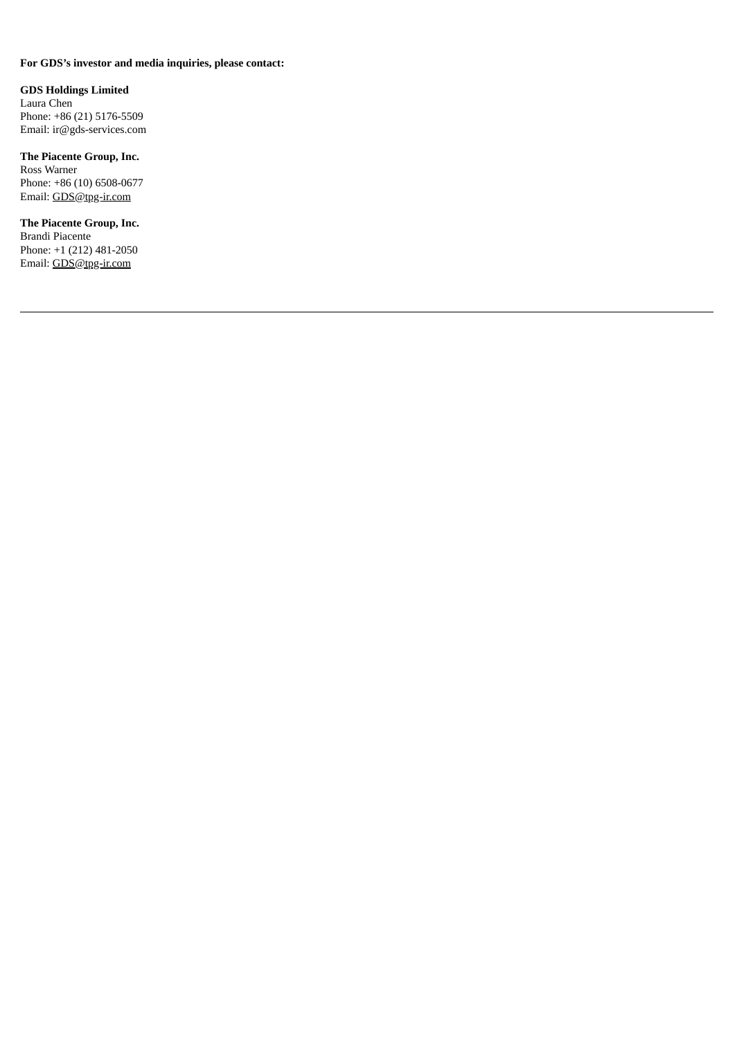**For GDS's investor and media inquiries, please contact:**

**GDS Holdings Limited**
Laura Chen
Phone: +86 (21) 5176-5509
Email: ir@gds-services.com

**The Piacente Group, Inc.**
Ross Warner
Phone: +86 (10) 6508-0677
Email: GDS@tpg-ir.com

**The Piacente Group, Inc.**
Brandi Piacente
Phone: +1 (212) 481-2050
Email: GDS@tpg-ir.com